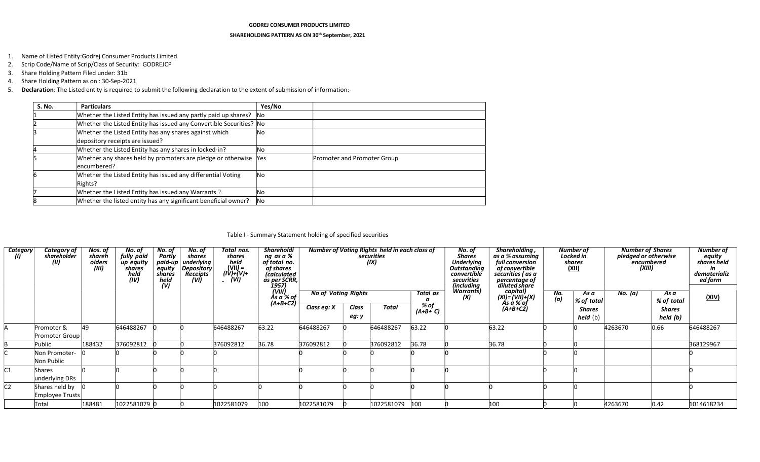**GODREJ CONSUMER PRODUCTS LIMITED**

**SHAREHOLDING PATTERN AS ON 30th September, 2021**

1. Name of Listed Entity:Godrej Consumer Products Limited
2. Scrip Code/Name of Scrip/Class of Security: GODREJCP
3. Share Holding Pattern Filed under: 31b
4. Share Holding Pattern as on : 30-Sep-2021
5. **Declaration**: The Listed entity is required to submit the following declaration to the extent of submission of information:-

| S. No. | Particulars | Yes/No | |
|---|---|---|---|
| 1 | Whether the Listed Entity has issued any partly paid up shares? | No | |
| 2 | Whether the Listed Entity has issued any Convertible Securities? | No | |
| 3 | Whether the Listed Entity has any shares against which depository receipts are issued? | No | |
| 4 | Whether the Listed Entity has any shares in locked-in? | No | |
| 5 | Whether any shares held by promoters are pledge or otherwise encumbered? | Yes | Promoter and Promoter Group |
| 6 | Whether the Listed Entity has issued any differential Voting Rights? | No | |
| 7 | Whether the Listed Entity has issued any Warrants ? | No | |
| 8 | Whether the listed entity has any significant beneficial owner? | No | |

Table I - Summary Statement holding of specified securities

| Category (I) | Category of shareholder (II) | Nos. of shareholders (III) | No. of fully paid up equity shares held (IV) | No. of Partly paid-up equity shares held (V) | No. of shares underlying Depository Receipts (VI) | Total nos. shares held (VII) = (IV)+(V)+ (VI) | Shareholding as a % of total no. of shares (calculated as per SCRR, 1957) (VIII) As a % of (A+B+C2) | Number of Voting Rights held in each class of securities (IX) | | | | No. of Shares Underlying Outstanding convertible securities (including Warrants) (X) | Shareholding , as a % assuming full conversion of convertible securities ( as a percentage of diluted share capital) (XI)= (VII)+(X) As a % of (A+B+C2) | Number of Locked in shares (XII) | | Number of Shares pledged or otherwise encumbered (XIII) | | Number of equity shares held in dematerialized form (XIV) |
|---|---|---|---|---|---|---|---|---|---|---|---|---|---|---|---|---|---|---|
| | | | | | | | | No of Voting Rights | | | Total as a % of (A+B+ C) | | | No. (a) | As a % of total Shares held (b) | No. (a) | As a % of total Shares held (b) | |
| | | | | | | | | Class eg: X | Class eg: y | Total | | | | | | | | |
| A | Promoter & Promoter Group | 49 | 646488267 | 0 | 0 | 646488267 | 63.22 | 646488267 | 0 | 646488267 | 63.22 | 0 | 63.22 | 0 | 0 | 4263670 | 0.66 | 646488267 |
| B | Public | 188432 | 376092812 | 0 | 0 | 376092812 | 36.78 | 376092812 | 0 | 376092812 | 36.78 | 0 | 36.78 | 0 | 0 | | | 368129967 |
| C | Non Promoter- Non Public | 0 | 0 | 0 | 0 | 0 | | 0 | 0 | 0 | 0 | 0 | | 0 | 0 | | | 0 |
| C1 | Shares underlying DRs | 0 | 0 | 0 | 0 | 0 | | 0 | 0 | 0 | 0 | 0 | | 0 | 0 | | | 0 |
| C2 | Shares held by Employee Trusts | 0 | 0 | 0 | 0 | 0 | 0 | 0 | 0 | 0 | 0 | 0 | 0 | 0 | 0 | | | 0 |
| | Total | 188481 | 1022581079 | 0 | 0 | 1022581079 | 100 | 1022581079 | 0 | 1022581079 | 100 | 0 | 100 | 0 | 0 | 4263670 | 0.42 | 1014618234 |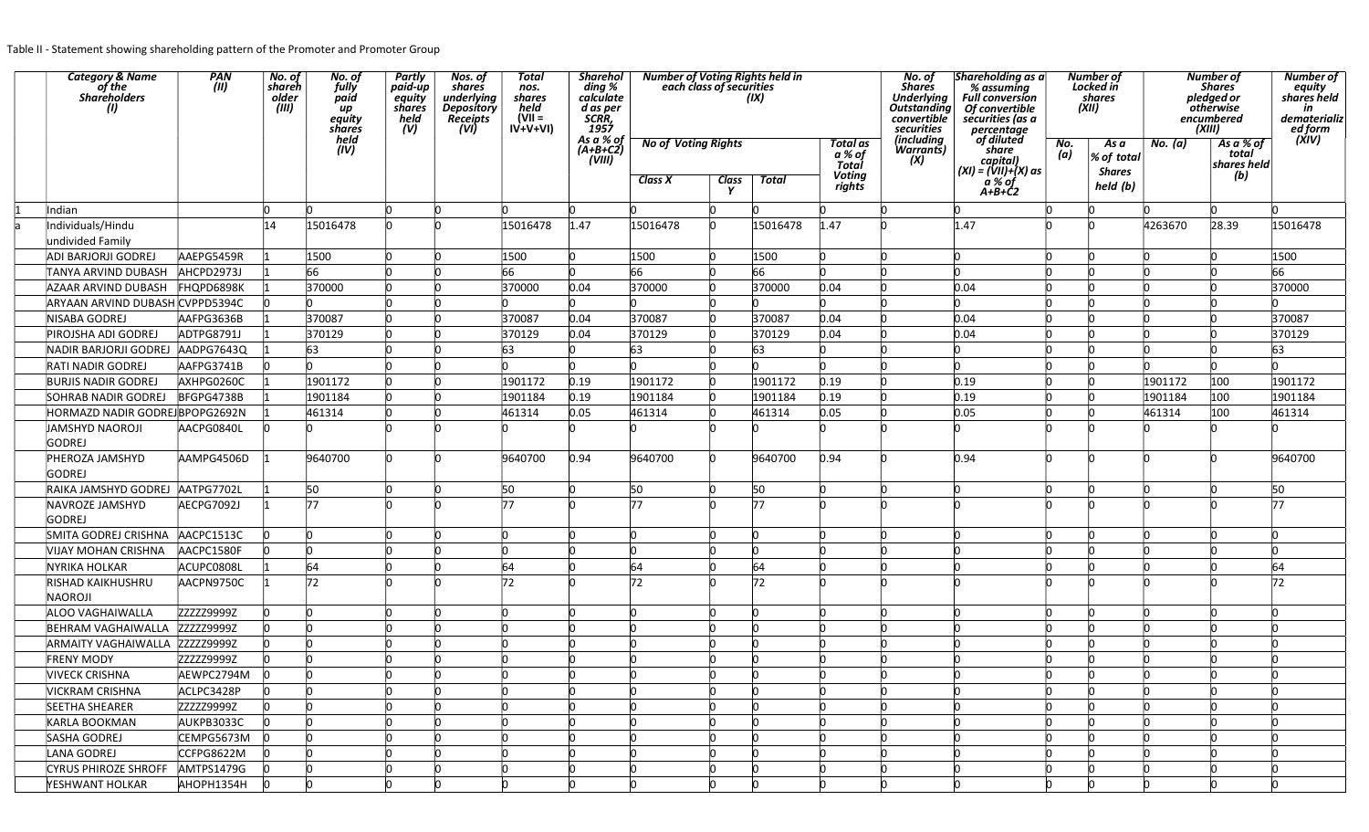Table II - Statement showing shareholding pattern of the Promoter and Promoter Group

| | Category & Name of the Shareholders (I) | PAN (II) | No. of shareholder (III) | No. of fully paid up equity shares held (IV) | Partly paid-up equity shares held (V) | Nos. of shares underlying Depository Receipts (VI) | Total nos. shares held (VII = IV+V+VI) | Shareholding % calculated as per SCRR, 1957 As a % of (A+B+C2) (VIII) | Number of Voting Rights held in each class of securities (IX) | | | | No. of Shares Underlying Outstanding convertible securities (including Warrants) (X) | Shareholding as a % assuming Full conversion Of convertible securities (as a percentage of diluted share capital) (XI) = (VII)+(X) as a % of A+B+C2 | Number of Locked in shares (XII) | | Number of Shares pledged or otherwise encumbered (XIII) | | Number of equity shares held in dematerialized form (XIV) |
|---|---|---|---|---|---|---|---|---|---|---|---|---|---|---|---|---|---|---|---|
| | | | | | | | | | No of Voting Rights | | | Total as a % of Total Voting rights | | | No. (a) | As a % of total Shares held (b) | No. (a) | As a % of total shares held (b) | |
| | | | | | | | | | Class X | Class Y | Total | | | | | | | | |
| 1 | Indian | | 0 | 0 | 0 | 0 | 0 | 0 | 0 | 0 | 0 | 0 | 0 | 0 | 0 | 0 | 0 | 0 | 0 |
| a | Individuals/Hindu undivided Family | | 14 | 15016478 | 0 | 0 | 15016478 | 1.47 | 15016478 | 0 | 15016478 | 1.47 | 0 | 1.47 | 0 | 0 | 4263670 | 28.39 | 15016478 |
| | ADI BARJORJI GODREJ | AAEPG5459R | 1 | 1500 | 0 | 0 | 1500 | 0 | 1500 | 0 | 1500 | 0 | 0 | 0 | 0 | 0 | 0 | 0 | 1500 |
| | TANYA ARVIND DUBASH | AHCPD2973J | 1 | 66 | 0 | 0 | 66 | 0 | 66 | 0 | 66 | 0 | 0 | 0 | 0 | 0 | 0 | 0 | 66 |
| | AZAAR ARVIND DUBASH | FHQPD6898K | 1 | 370000 | 0 | 0 | 370000 | 0.04 | 370000 | 0 | 370000 | 0.04 | 0 | 0.04 | 0 | 0 | 0 | 0 | 370000 |
| | ARYAAN ARVIND DUBASH | CVPPD5394C | 0 | 0 | 0 | 0 | 0 | 0 | 0 | 0 | 0 | 0 | 0 | 0 | 0 | 0 | 0 | 0 | 0 |
| | NISABA GODREJ | AAFPG3636B | 1 | 370087 | 0 | 0 | 370087 | 0.04 | 370087 | 0 | 370087 | 0.04 | 0 | 0.04 | 0 | 0 | 0 | 0 | 370087 |
| | PIROJSHA ADI GODREJ | ADTPG8791J | 1 | 370129 | 0 | 0 | 370129 | 0.04 | 370129 | 0 | 370129 | 0.04 | 0 | 0.04 | 0 | 0 | 0 | 0 | 370129 |
| | NADIR BARJORJI GODREJ | AADPG7643Q | 1 | 63 | 0 | 0 | 63 | 0 | 63 | 0 | 63 | 0 | 0 | 0 | 0 | 0 | 0 | 0 | 63 |
| | RATI NADIR GODREJ | AAFPG3741B | 0 | 0 | 0 | 0 | 0 | 0 | 0 | 0 | 0 | 0 | 0 | 0 | 0 | 0 | 0 | 0 | 0 |
| | BURJIS NADIR GODREJ | AXHPG0260C | 1 | 1901172 | 0 | 0 | 1901172 | 0.19 | 1901172 | 0 | 1901172 | 0.19 | 0 | 0.19 | 0 | 0 | 1901172 | 100 | 1901172 |
| | SOHRAB NADIR GODREJ | BFGPG4738B | 1 | 1901184 | 0 | 0 | 1901184 | 0.19 | 1901184 | 0 | 1901184 | 0.19 | 0 | 0.19 | 0 | 0 | 1901184 | 100 | 1901184 |
| | HORMAZD NADIR GODREJ | BPOPG2692N | 1 | 461314 | 0 | 0 | 461314 | 0.05 | 461314 | 0 | 461314 | 0.05 | 0 | 0.05 | 0 | 0 | 461314 | 100 | 461314 |
| | JAMSHYD NAOROJI GODREJ | AACPG0840L | 0 | 0 | 0 | 0 | 0 | 0 | 0 | 0 | 0 | 0 | 0 | 0 | 0 | 0 | 0 | 0 | 0 |
| | PHEROZA JAMSHYD GODREJ | AAMPG4506D | 1 | 9640700 | 0 | 0 | 9640700 | 0.94 | 9640700 | 0 | 9640700 | 0.94 | 0 | 0.94 | 0 | 0 | 0 | 0 | 9640700 |
| | RAIKA JAMSHYD GODREJ | AATPG7702L | 1 | 50 | 0 | 0 | 50 | 0 | 50 | 0 | 50 | 0 | 0 | 0 | 0 | 0 | 0 | 0 | 50 |
| | NAVROZE JAMSHYD GODREJ | AECPG7092J | 1 | 77 | 0 | 0 | 77 | 0 | 77 | 0 | 77 | 0 | 0 | 0 | 0 | 0 | 0 | 0 | 77 |
| | SMITA GODREJ CRISHNA | AACPC1513C | 0 | 0 | 0 | 0 | 0 | 0 | 0 | 0 | 0 | 0 | 0 | 0 | 0 | 0 | 0 | 0 | 0 |
| | VIJAY MOHAN CRISHNA | AACPC1580F | 0 | 0 | 0 | 0 | 0 | 0 | 0 | 0 | 0 | 0 | 0 | 0 | 0 | 0 | 0 | 0 | 0 |
| | NYRIKA HOLKAR | ACUPC0808L | 1 | 64 | 0 | 0 | 64 | 0 | 64 | 0 | 64 | 0 | 0 | 0 | 0 | 0 | 0 | 0 | 64 |
| | RISHAD KAIKHUSHRU NAOROJI | AACPN9750C | 1 | 72 | 0 | 0 | 72 | 0 | 72 | 0 | 72 | 0 | 0 | 0 | 0 | 0 | 0 | 0 | 72 |
| | ALOO VAGHAIWALLA | ZZZZZ9999Z | 0 | 0 | 0 | 0 | 0 | 0 | 0 | 0 | 0 | 0 | 0 | 0 | 0 | 0 | 0 | 0 | 0 |
| | BEHRAM VAGHAIWALLA | ZZZZZ9999Z | 0 | 0 | 0 | 0 | 0 | 0 | 0 | 0 | 0 | 0 | 0 | 0 | 0 | 0 | 0 | 0 | 0 |
| | ARMAITY VAGHAIWALLA | ZZZZZ9999Z | 0 | 0 | 0 | 0 | 0 | 0 | 0 | 0 | 0 | 0 | 0 | 0 | 0 | 0 | 0 | 0 | 0 |
| | FRENY MODY | ZZZZZ9999Z | 0 | 0 | 0 | 0 | 0 | 0 | 0 | 0 | 0 | 0 | 0 | 0 | 0 | 0 | 0 | 0 | 0 |
| | VIVECK CRISHNA | AEWPC2794M | 0 | 0 | 0 | 0 | 0 | 0 | 0 | 0 | 0 | 0 | 0 | 0 | 0 | 0 | 0 | 0 | 0 |
| | VICKRAM CRISHNA | ACLPC3428P | 0 | 0 | 0 | 0 | 0 | 0 | 0 | 0 | 0 | 0 | 0 | 0 | 0 | 0 | 0 | 0 | 0 |
| | SEETHA SHEARER | ZZZZZ9999Z | 0 | 0 | 0 | 0 | 0 | 0 | 0 | 0 | 0 | 0 | 0 | 0 | 0 | 0 | 0 | 0 | 0 |
| | KARLA BOOKMAN | AUKPB3033C | 0 | 0 | 0 | 0 | 0 | 0 | 0 | 0 | 0 | 0 | 0 | 0 | 0 | 0 | 0 | 0 | 0 |
| | SASHA GODREJ | CEMPG5673M | 0 | 0 | 0 | 0 | 0 | 0 | 0 | 0 | 0 | 0 | 0 | 0 | 0 | 0 | 0 | 0 | 0 |
| | LANA GODREJ | CCFPG8622M | 0 | 0 | 0 | 0 | 0 | 0 | 0 | 0 | 0 | 0 | 0 | 0 | 0 | 0 | 0 | 0 | 0 |
| | CYRUS PHIROZE SHROFF | AMTPS1479G | 0 | 0 | 0 | 0 | 0 | 0 | 0 | 0 | 0 | 0 | 0 | 0 | 0 | 0 | 0 | 0 | 0 |
| | YESHWANT HOLKAR | AHOPH1354H | 0 | 0 | 0 | 0 | 0 | 0 | 0 | 0 | 0 | 0 | 0 | 0 | 0 | 0 | 0 | 0 | 0 |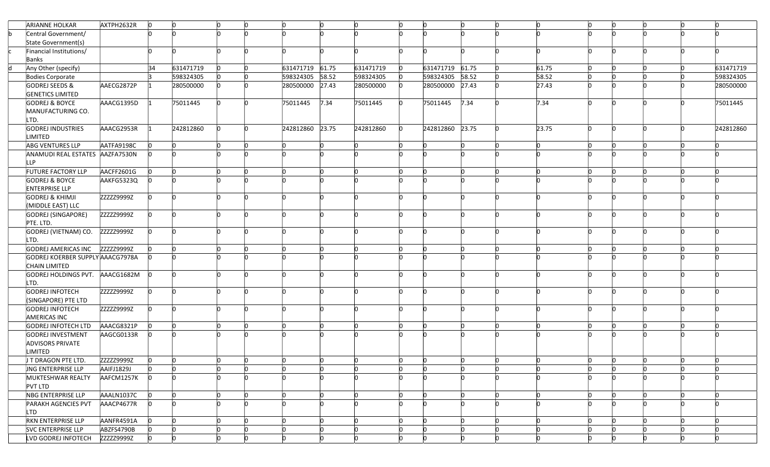| | ARIANNE HOLKAR | AXTPH2632R | 0 | 0 | 0 | 0 | 0 | 0 | 0 | 0 | 0 | 0 | 0 | 0 | 0 | 0 | 0 | 0 | 0 |
|---|---|---|---|---|---|---|---|---|---|---|---|---|---|---|---|---|---|---|---|
| b | Central Government/ State Government(s) | | 0 | 0 | 0 | 0 | 0 | 0 | 0 | 0 | 0 | 0 | 0 | 0 | 0 | 0 | 0 | 0 | 0 |
| c | Financial Institutions/ Banks | | 0 | 0 | 0 | 0 | 0 | 0 | 0 | 0 | 0 | 0 | 0 | 0 | 0 | 0 | 0 | 0 | 0 |
| d | Any Other (specify) | | 34 | 631471719 | 0 | 0 | 631471719 | 61.75 | 631471719 | 0 | 631471719 | 61.75 | 0 | 61.75 | 0 | 0 | 0 | 0 | 631471719 |
| | Bodies Corporate | | 3 | 598324305 | 0 | 0 | 598324305 | 58.52 | 598324305 | 0 | 598324305 | 58.52 | 0 | 58.52 | 0 | 0 | 0 | 0 | 598324305 |
| | GODREJ SEEDS & GENETICS LIMITED | AAECG2872P | 1 | 280500000 | 0 | 0 | 280500000 | 27.43 | 280500000 | 0 | 280500000 | 27.43 | 0 | 27.43 | 0 | 0 | 0 | 0 | 280500000 |
| | GODREJ & BOYCE MANUFACTURING CO. LTD. | AAACG1395D | 1 | 75011445 | 0 | 0 | 75011445 | 7.34 | 75011445 | 0 | 75011445 | 7.34 | 0 | 7.34 | 0 | 0 | 0 | 0 | 75011445 |
| | GODREJ INDUSTRIES LIMITED | AAACG2953R | 1 | 242812860 | 0 | 0 | 242812860 | 23.75 | 242812860 | 0 | 242812860 | 23.75 | 0 | 23.75 | 0 | 0 | 0 | 0 | 242812860 |
| | ABG VENTURES LLP | AATFA9198C | 0 | 0 | 0 | 0 | 0 | 0 | 0 | 0 | 0 | 0 | 0 | 0 | 0 | 0 | 0 | 0 | 0 |
| | ANAMUDI REAL ESTATES LLP | AAZFA7530N | 0 | 0 | 0 | 0 | 0 | 0 | 0 | 0 | 0 | 0 | 0 | 0 | 0 | 0 | 0 | 0 | 0 |
| | FUTURE FACTORY LLP | AACFF2601G | 0 | 0 | 0 | 0 | 0 | 0 | 0 | 0 | 0 | 0 | 0 | 0 | 0 | 0 | 0 | 0 | 0 |
| | GODREJ & BOYCE ENTERPRISE LLP | AAKFG5323Q | 0 | 0 | 0 | 0 | 0 | 0 | 0 | 0 | 0 | 0 | 0 | 0 | 0 | 0 | 0 | 0 | 0 |
| | GODREJ & KHIMJI (MIDDLE EAST) LLC | ZZZZZ9999Z | 0 | 0 | 0 | 0 | 0 | 0 | 0 | 0 | 0 | 0 | 0 | 0 | 0 | 0 | 0 | 0 | 0 |
| | GODREJ (SINGAPORE) PTE. LTD. | ZZZZZ9999Z | 0 | 0 | 0 | 0 | 0 | 0 | 0 | 0 | 0 | 0 | 0 | 0 | 0 | 0 | 0 | 0 | 0 |
| | GODREJ (VIETNAM) CO. LTD. | ZZZZZ9999Z | 0 | 0 | 0 | 0 | 0 | 0 | 0 | 0 | 0 | 0 | 0 | 0 | 0 | 0 | 0 | 0 | 0 |
| | GODREJ AMERICAS INC | ZZZZZ9999Z | 0 | 0 | 0 | 0 | 0 | 0 | 0 | 0 | 0 | 0 | 0 | 0 | 0 | 0 | 0 | 0 | 0 |
| | GODREJ KOERBER SUPPLY CHAIN LIMITED | AAACG7978A | 0 | 0 | 0 | 0 | 0 | 0 | 0 | 0 | 0 | 0 | 0 | 0 | 0 | 0 | 0 | 0 | 0 |
| | GODREJ HOLDINGS PVT. LTD. | AAACG1682M | 0 | 0 | 0 | 0 | 0 | 0 | 0 | 0 | 0 | 0 | 0 | 0 | 0 | 0 | 0 | 0 | 0 |
| | GODREJ INFOTECH (SINGAPORE) PTE LTD | ZZZZZ9999Z | 0 | 0 | 0 | 0 | 0 | 0 | 0 | 0 | 0 | 0 | 0 | 0 | 0 | 0 | 0 | 0 | 0 |
| | GODREJ INFOTECH AMERICAS INC | ZZZZZ9999Z | 0 | 0 | 0 | 0 | 0 | 0 | 0 | 0 | 0 | 0 | 0 | 0 | 0 | 0 | 0 | 0 | 0 |
| | GODREJ INFOTECH LTD | AAACG8321P | 0 | 0 | 0 | 0 | 0 | 0 | 0 | 0 | 0 | 0 | 0 | 0 | 0 | 0 | 0 | 0 | 0 |
| | GODREJ INVESTMENT ADVISORS PRIVATE LIMITED | AAGCG0133R | 0 | 0 | 0 | 0 | 0 | 0 | 0 | 0 | 0 | 0 | 0 | 0 | 0 | 0 | 0 | 0 | 0 |
| | J T DRAGON PTE LTD. | ZZZZZ9999Z | 0 | 0 | 0 | 0 | 0 | 0 | 0 | 0 | 0 | 0 | 0 | 0 | 0 | 0 | 0 | 0 | 0 |
| | JNG ENTERPRISE LLP | AAIFJ1829J | 0 | 0 | 0 | 0 | 0 | 0 | 0 | 0 | 0 | 0 | 0 | 0 | 0 | 0 | 0 | 0 | 0 |
| | MUKTESHWAR REALTY PVT LTD | AAFCM1257K | 0 | 0 | 0 | 0 | 0 | 0 | 0 | 0 | 0 | 0 | 0 | 0 | 0 | 0 | 0 | 0 | 0 |
| | NBG ENTERPRISE LLP | AAALN1037C | 0 | 0 | 0 | 0 | 0 | 0 | 0 | 0 | 0 | 0 | 0 | 0 | 0 | 0 | 0 | 0 | 0 |
| | PARAKH AGENCIES PVT LTD | AAACP4677R | 0 | 0 | 0 | 0 | 0 | 0 | 0 | 0 | 0 | 0 | 0 | 0 | 0 | 0 | 0 | 0 | 0 |
| | RKN ENTERPRISE LLP | AANFR4591A | 0 | 0 | 0 | 0 | 0 | 0 | 0 | 0 | 0 | 0 | 0 | 0 | 0 | 0 | 0 | 0 | 0 |
| | SVC ENTERPRISE LLP | ABZFS4790B | 0 | 0 | 0 | 0 | 0 | 0 | 0 | 0 | 0 | 0 | 0 | 0 | 0 | 0 | 0 | 0 | 0 |
| | LVD GODREJ INFOTECH | ZZZZZ9999Z | 0 | 0 | 0 | 0 | 0 | 0 | 0 | 0 | 0 | 0 | 0 | 0 | 0 | 0 | 0 | 0 | 0 |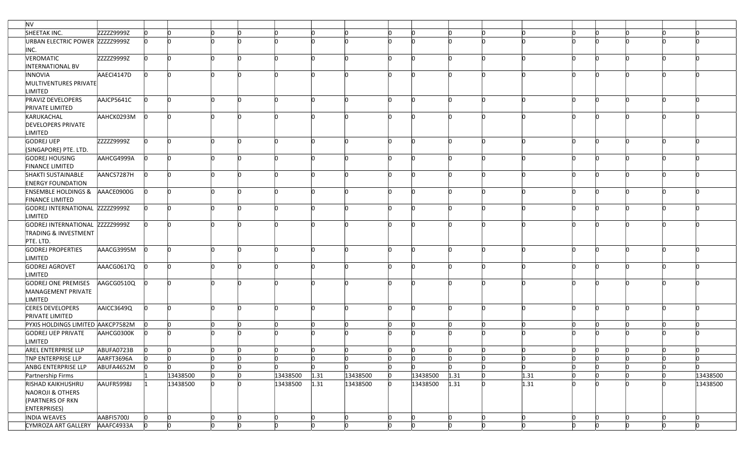| NV | | | | | | | | | | | | | | | | | | |
|---|---|---|---|---|---|---|---|---|---|---|---|---|---|---|---|---|---|---|
| SHEETAK INC. | ZZZZZ9999Z | 0 | 0 | 0 | 0 | 0 | 0 | 0 | 0 | 0 | 0 | 0 | 0 | 0 | 0 | 0 | 0 | 0 |
| URBAN ELECTRIC POWER INC. | ZZZZZ9999Z | 0 | 0 | 0 | 0 | 0 | 0 | 0 | 0 | 0 | 0 | 0 | 0 | 0 | 0 | 0 | 0 | 0 |
| VEROMATIC INTERNATIONAL BV | ZZZZZ9999Z | 0 | 0 | 0 | 0 | 0 | 0 | 0 | 0 | 0 | 0 | 0 | 0 | 0 | 0 | 0 | 0 | 0 |
| INNOVIA MULTIVENTURES PRIVATE LIMITED | AAECI4147D | 0 | 0 | 0 | 0 | 0 | 0 | 0 | 0 | 0 | 0 | 0 | 0 | 0 | 0 | 0 | 0 | 0 |
| PRAVIZ DEVELOPERS PRIVATE LIMITED | AAJCP5641C | 0 | 0 | 0 | 0 | 0 | 0 | 0 | 0 | 0 | 0 | 0 | 0 | 0 | 0 | 0 | 0 | 0 |
| KARUKACHAL DEVELOPERS PRIVATE LIMITED | AAHCK0293M | 0 | 0 | 0 | 0 | 0 | 0 | 0 | 0 | 0 | 0 | 0 | 0 | 0 | 0 | 0 | 0 | 0 |
| GODREJ UEP (SINGAPORE) PTE. LTD. | ZZZZZ9999Z | 0 | 0 | 0 | 0 | 0 | 0 | 0 | 0 | 0 | 0 | 0 | 0 | 0 | 0 | 0 | 0 | 0 |
| GODREJ HOUSING FINANCE LIMITED | AAHCG4999A | 0 | 0 | 0 | 0 | 0 | 0 | 0 | 0 | 0 | 0 | 0 | 0 | 0 | 0 | 0 | 0 | 0 |
| SHAKTI SUSTAINABLE ENERGY FOUNDATION | AANCS7287H | 0 | 0 | 0 | 0 | 0 | 0 | 0 | 0 | 0 | 0 | 0 | 0 | 0 | 0 | 0 | 0 | 0 |
| ENSEMBLE HOLDINGS & FINANCE LIMITED | AAACE0900G | 0 | 0 | 0 | 0 | 0 | 0 | 0 | 0 | 0 | 0 | 0 | 0 | 0 | 0 | 0 | 0 | 0 |
| GODREJ INTERNATIONAL LIMITED | ZZZZZ9999Z | 0 | 0 | 0 | 0 | 0 | 0 | 0 | 0 | 0 | 0 | 0 | 0 | 0 | 0 | 0 | 0 | 0 |
| GODREJ INTERNATIONAL TRADING & INVESTMENT PTE. LTD. | ZZZZZ9999Z | 0 | 0 | 0 | 0 | 0 | 0 | 0 | 0 | 0 | 0 | 0 | 0 | 0 | 0 | 0 | 0 | 0 |
| GODREJ PROPERTIES LIMITED | AAACG3995M | 0 | 0 | 0 | 0 | 0 | 0 | 0 | 0 | 0 | 0 | 0 | 0 | 0 | 0 | 0 | 0 | 0 |
| GODREJ AGROVET LIMITED | AAACG0617Q | 0 | 0 | 0 | 0 | 0 | 0 | 0 | 0 | 0 | 0 | 0 | 0 | 0 | 0 | 0 | 0 | 0 |
| GODREJ ONE PREMISES MANAGEMENT PRIVATE LIMITED | AAGCG0510Q | 0 | 0 | 0 | 0 | 0 | 0 | 0 | 0 | 0 | 0 | 0 | 0 | 0 | 0 | 0 | 0 | 0 |
| CERES DEVELOPERS PRIVATE LIMITED | AAICC3649Q | 0 | 0 | 0 | 0 | 0 | 0 | 0 | 0 | 0 | 0 | 0 | 0 | 0 | 0 | 0 | 0 | 0 |
| PYXIS HOLDINGS LIMITED | AAKCP7582M | 0 | 0 | 0 | 0 | 0 | 0 | 0 | 0 | 0 | 0 | 0 | 0 | 0 | 0 | 0 | 0 | 0 |
| GODREJ UEP PRIVATE LIMITED | AAHCG0300K | 0 | 0 | 0 | 0 | 0 | 0 | 0 | 0 | 0 | 0 | 0 | 0 | 0 | 0 | 0 | 0 | 0 |
| AREL ENTERPRISE LLP | ABUFA0723B | 0 | 0 | 0 | 0 | 0 | 0 | 0 | 0 | 0 | 0 | 0 | 0 | 0 | 0 | 0 | 0 | 0 |
| TNP ENTERPRISE LLP | AARFT3696A | 0 | 0 | 0 | 0 | 0 | 0 | 0 | 0 | 0 | 0 | 0 | 0 | 0 | 0 | 0 | 0 | 0 |
| ANBG ENTERPRISE LLP | ABUFA4652M | 0 | 0 | 0 | 0 | 0 | 0 | 0 | 0 | 0 | 0 | 0 | 0 | 0 | 0 | 0 | 0 | 0 |
| Partnership Firms | | 1 | 13438500 | 0 | 0 | 13438500 | 1.31 | 13438500 | 0 | 13438500 | 1.31 | 0 | 1.31 | 0 | 0 | 0 | 0 | 13438500 |
| RISHAD KAIKHUSHRU NAOROJI & OTHERS (PARTNERS OF RKN ENTERPRISES) | AAUFR5998J | 1 | 13438500 | 0 | 0 | 13438500 | 1.31 | 13438500 | 0 | 13438500 | 1.31 | 0 | 1.31 | 0 | 0 | 0 | 0 | 13438500 |
| INDIA WEAVES | AABFI5700J | 0 | 0 | 0 | 0 | 0 | 0 | 0 | 0 | 0 | 0 | 0 | 0 | 0 | 0 | 0 | 0 | 0 |
| CYMROZA ART GALLERY | AAAFC4933A | 0 | 0 | 0 | 0 | 0 | 0 | 0 | 0 | 0 | 0 | 0 | 0 | 0 | 0 | 0 | 0 | 0 |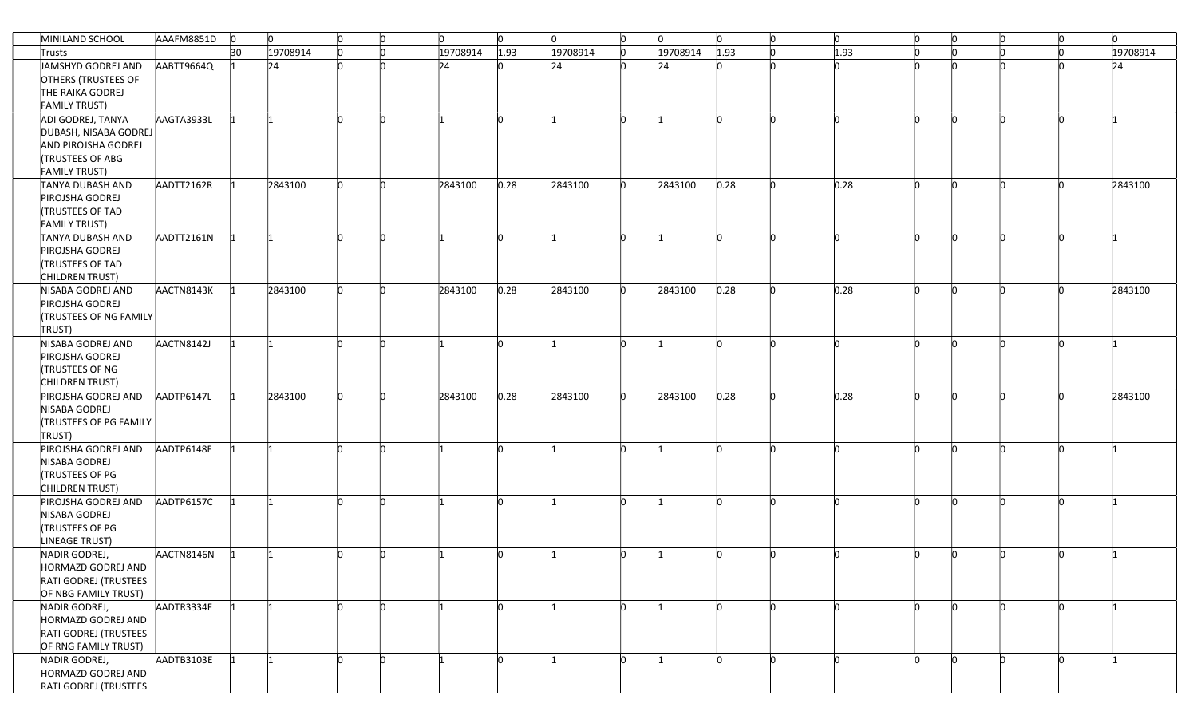| MINILAND SCHOOL | AAAFM8851D | 0 | 0 | 0 | 0 | 0 | 0 | 0 | 0 | 0 | 0 | 0 | 0 | 0 | 0 | 0 | 0 | 0 |
|---|---|---|---|---|---|---|---|---|---|---|---|---|---|---|---|---|---|---|
| Trusts | | 30 | 19708914 | 0 | 0 | 19708914 | 1.93 | 19708914 | 0 | 19708914 | 1.93 | 0 | 1.93 | 0 | 0 | 0 | 0 | 19708914 |
| JAMSHYD GODREJ AND OTHERS (TRUSTEES OF THE RAIKA GODREJ FAMILY TRUST) | AABTT9664Q | 1 | 24 | 0 | 0 | 24 | 0 | 24 | 0 | 24 | 0 | 0 | 0 | 0 | 0 | 0 | 0 | 24 |
| ADI GODREJ, TANYA DUBASH, NISABA GODREJ AND PIROJSHA GODREJ (TRUSTEES OF ABG FAMILY TRUST) | AAGTA3933L | 1 | 1 | 0 | 0 | 1 | 0 | 1 | 0 | 1 | 0 | 0 | 0 | 0 | 0 | 0 | 0 | 1 |
| TANYA DUBASH AND PIROJSHA GODREJ (TRUSTEES OF TAD FAMILY TRUST) | AADTT2162R | 1 | 2843100 | 0 | 0 | 2843100 | 0.28 | 2843100 | 0 | 2843100 | 0.28 | 0 | 0.28 | 0 | 0 | 0 | 0 | 2843100 |
| TANYA DUBASH AND PIROJSHA GODREJ (TRUSTEES OF TAD CHILDREN TRUST) | AADTT2161N | 1 | 1 | 0 | 0 | 1 | 0 | 1 | 0 | 1 | 0 | 0 | 0 | 0 | 0 | 0 | 0 | 1 |
| NISABA GODREJ AND PIROJSHA GODREJ (TRUSTEES OF NG FAMILY TRUST) | AACTN8143K | 1 | 2843100 | 0 | 0 | 2843100 | 0.28 | 2843100 | 0 | 2843100 | 0.28 | 0 | 0.28 | 0 | 0 | 0 | 0 | 2843100 |
| NISABA GODREJ AND PIROJSHA GODREJ (TRUSTEES OF NG CHILDREN TRUST) | AACTN8142J | 1 | 1 | 0 | 0 | 1 | 0 | 1 | 0 | 1 | 0 | 0 | 0 | 0 | 0 | 0 | 0 | 1 |
| PIROJSHA GODREJ AND NISABA GODREJ (TRUSTEES OF PG FAMILY TRUST) | AADTP6147L | 1 | 2843100 | 0 | 0 | 2843100 | 0.28 | 2843100 | 0 | 2843100 | 0.28 | 0 | 0.28 | 0 | 0 | 0 | 0 | 2843100 |
| PIROJSHA GODREJ AND NISABA GODREJ (TRUSTEES OF PG CHILDREN TRUST) | AADTP6148F | 1 | 1 | 0 | 0 | 1 | 0 | 1 | 0 | 1 | 0 | 0 | 0 | 0 | 0 | 0 | 0 | 1 |
| PIROJSHA GODREJ AND NISABA GODREJ (TRUSTEES OF PG LINEAGE TRUST) | AADTP6157C | 1 | 1 | 0 | 0 | 1 | 0 | 1 | 0 | 1 | 0 | 0 | 0 | 0 | 0 | 0 | 0 | 1 |
| NADIR GODREJ, HORMAZD GODREJ AND RATI GODREJ (TRUSTEES OF NBG FAMILY TRUST) | AACTN8146N | 1 | 1 | 0 | 0 | 1 | 0 | 1 | 0 | 1 | 0 | 0 | 0 | 0 | 0 | 0 | 0 | 1 |
| NADIR GODREJ, HORMAZD GODREJ AND RATI GODREJ (TRUSTEES OF RNG FAMILY TRUST) | AADTR3334F | 1 | 1 | 0 | 0 | 1 | 0 | 1 | 0 | 1 | 0 | 0 | 0 | 0 | 0 | 0 | 0 | 1 |
| NADIR GODREJ, HORMAZD GODREJ AND RATI GODREJ (TRUSTEES | AADTB3103E | 1 | 1 | 0 | 0 | 1 | 0 | 1 | 0 | 1 | 0 | 0 | 0 | 0 | 0 | 0 | 0 | 1 |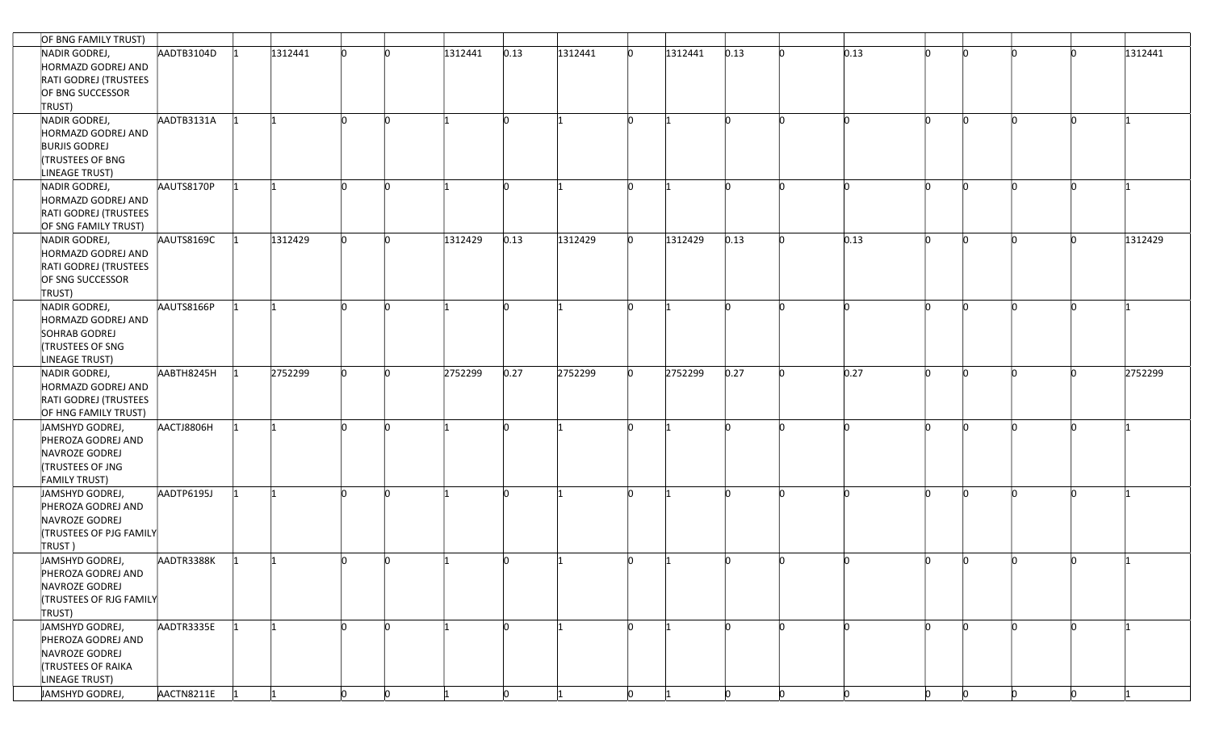| | | | | | | | | | | | | | | | | | | |
|---|---|---|---|---|---|---|---|---|---|---|---|---|---|---|---|---|---|---|
| OF BNG FAMILY TRUST) | | | | | | | | | | | | | | | | | | |
| NADIR GODREJ, HORMAZD GODREJ AND RATI GODREJ (TRUSTEES OF BNG SUCCESSOR TRUST) | AADTB3104D | 1 | 1312441 | 0 | 0 | 1312441 | 0.13 | 1312441 | 0 | 1312441 | 0.13 | 0 | 0.13 | 0 | 0 | 0 | 0 | 1312441 |
| NADIR GODREJ, HORMAZD GODREJ AND BURJIS GODREJ (TRUSTEES OF BNG LINEAGE TRUST) | AADTB3131A | 1 | 1 | 0 | 0 | 1 | 0 | 1 | 0 | 1 | 0 | 0 | 0 | 0 | 0 | 0 | 0 | 1 |
| NADIR GODREJ, HORMAZD GODREJ AND RATI GODREJ (TRUSTEES OF SNG FAMILY TRUST) | AAUTS8170P | 1 | 1 | 0 | 0 | 1 | 0 | 1 | 0 | 1 | 0 | 0 | 0 | 0 | 0 | 0 | 0 | 1 |
| NADIR GODREJ, HORMAZD GODREJ AND RATI GODREJ (TRUSTEES OF SNG SUCCESSOR TRUST) | AAUTS8169C | 1 | 1312429 | 0 | 0 | 1312429 | 0.13 | 1312429 | 0 | 1312429 | 0.13 | 0 | 0.13 | 0 | 0 | 0 | 0 | 1312429 |
| NADIR GODREJ, HORMAZD GODREJ AND SOHRAB GODREJ (TRUSTEES OF SNG LINEAGE TRUST) | AAUTS8166P | 1 | 1 | 0 | 0 | 1 | 0 | 1 | 0 | 1 | 0 | 0 | 0 | 0 | 0 | 0 | 0 | 1 |
| NADIR GODREJ, HORMAZD GODREJ AND RATI GODREJ (TRUSTEES OF HNG FAMILY TRUST) | AABTH8245H | 1 | 2752299 | 0 | 0 | 2752299 | 0.27 | 2752299 | 0 | 2752299 | 0.27 | 0 | 0.27 | 0 | 0 | 0 | 0 | 2752299 |
| JAMSHYD GODREJ, PHEROZA GODREJ AND NAVROZE GODREJ (TRUSTEES OF JNG FAMILY TRUST) | AACTJ8806H | 1 | 1 | 0 | 0 | 1 | 0 | 1 | 0 | 1 | 0 | 0 | 0 | 0 | 0 | 0 | 0 | 1 |
| JAMSHYD GODREJ, PHEROZA GODREJ AND NAVROZE GODREJ (TRUSTEES OF PJG FAMILY TRUST ) | AADTP6195J | 1 | 1 | 0 | 0 | 1 | 0 | 1 | 0 | 1 | 0 | 0 | 0 | 0 | 0 | 0 | 0 | 1 |
| JAMSHYD GODREJ, PHEROZA GODREJ AND NAVROZE GODREJ (TRUSTEES OF RJG FAMILY TRUST) | AADTR3388K | 1 | 1 | 0 | 0 | 1 | 0 | 1 | 0 | 1 | 0 | 0 | 0 | 0 | 0 | 0 | 0 | 1 |
| JAMSHYD GODREJ, PHEROZA GODREJ AND NAVROZE GODREJ (TRUSTEES OF RAIKA LINEAGE TRUST) | AADTR3335E | 1 | 1 | 0 | 0 | 1 | 0 | 1 | 0 | 1 | 0 | 0 | 0 | 0 | 0 | 0 | 0 | 1 |
| JAMSHYD GODREJ, | AACTN8211E | 1 | 1 | 0 | 0 | 1 | 0 | 1 | 0 | 1 | 0 | 0 | 0 | 0 | 0 | 0 | 0 | 1 |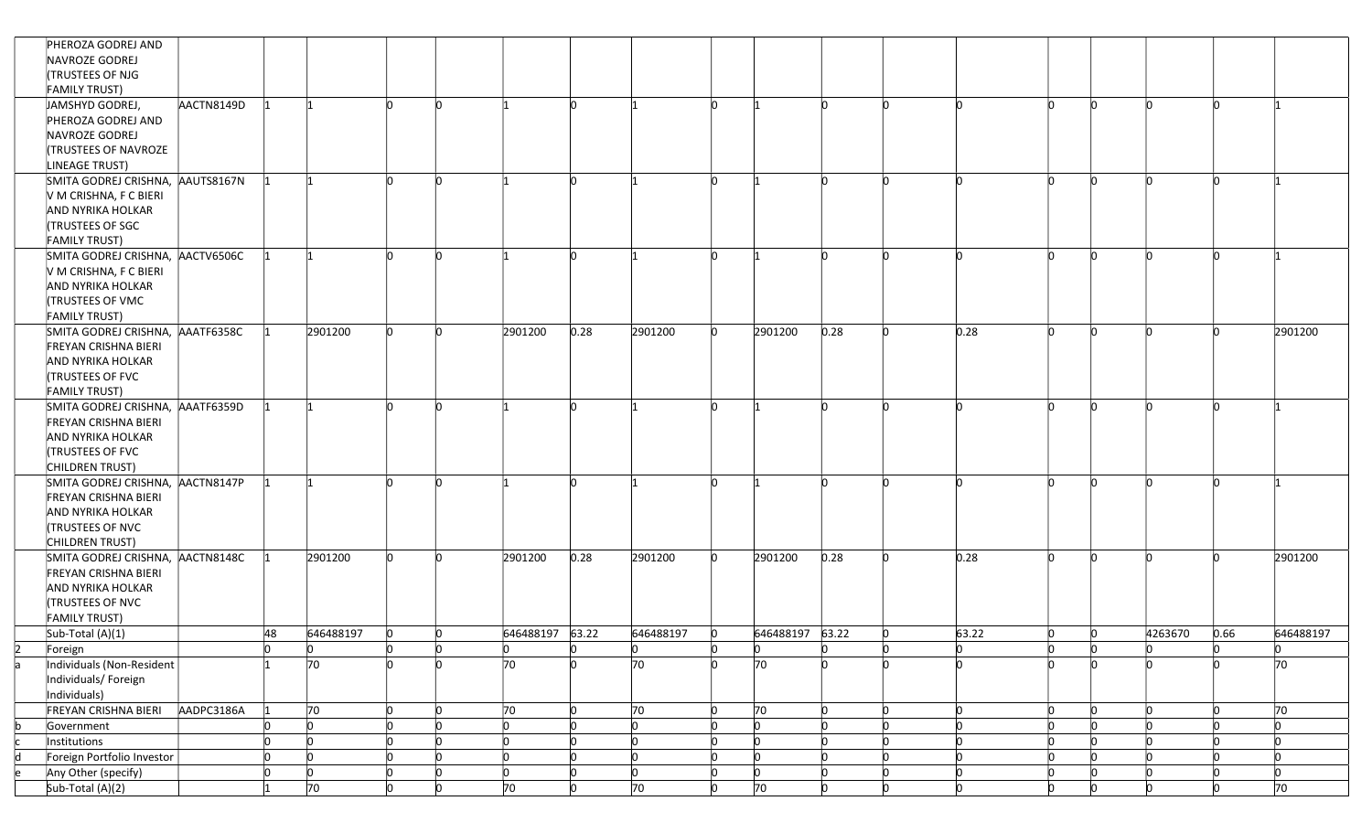| | | | | | | | | | | | | | | | | | | | | |
|---|---|---|---|---|---|---|---|---|---|---|---|---|---|---|---|---|---|---|---|---|
| | PHEROZA GODREJ AND NAVROZE GODREJ (TRUSTEES OF NJG FAMILY TRUST) | | | | | | | | | | | | | | | | | | | |
| | JAMSHYD GODREJ, PHEROZA GODREJ AND NAVROZE GODREJ (TRUSTEES OF NAVROZE LINEAGE TRUST) | AACTN8149D | 1 | 1 | 0 | 0 | 1 | 0 | 1 | 0 | 1 | 0 | 0 | 0 | 0 | 0 | 0 | 0 | 1 |
| | SMITA GODREJ CRISHNA, V M CRISHNA, F C BIERI AND NYRIKA HOLKAR (TRUSTEES OF SGC FAMILY TRUST) | AAUTS8167N | 1 | 1 | 0 | 0 | 1 | 0 | 1 | 0 | 1 | 0 | 0 | 0 | 0 | 0 | 0 | 0 | 1 |
| | SMITA GODREJ CRISHNA, V M CRISHNA, F C BIERI AND NYRIKA HOLKAR (TRUSTEES OF VMC FAMILY TRUST) | AACTV6506C | 1 | 1 | 0 | 0 | 1 | 0 | 1 | 0 | 1 | 0 | 0 | 0 | 0 | 0 | 0 | 0 | 1 |
| | SMITA GODREJ CRISHNA, FREYAN CRISHNA BIERI AND NYRIKA HOLKAR (TRUSTEES OF FVC FAMILY TRUST) | AAATF6358C | 1 | 2901200 | 0 | 0 | 2901200 | 0.28 | 2901200 | 0 | 2901200 | 0.28 | 0 | 0.28 | 0 | 0 | 0 | 0 | 2901200 |
| | SMITA GODREJ CRISHNA, FREYAN CRISHNA BIERI AND NYRIKA HOLKAR (TRUSTEES OF FVC CHILDREN TRUST) | AAATF6359D | 1 | 1 | 0 | 0 | 1 | 0 | 1 | 0 | 1 | 0 | 0 | 0 | 0 | 0 | 0 | 0 | 1 |
| | SMITA GODREJ CRISHNA, FREYAN CRISHNA BIERI AND NYRIKA HOLKAR (TRUSTEES OF NVC CHILDREN TRUST) | AACTN8147P | 1 | 1 | 0 | 0 | 1 | 0 | 1 | 0 | 1 | 0 | 0 | 0 | 0 | 0 | 0 | 0 | 1 |
| | SMITA GODREJ CRISHNA, FREYAN CRISHNA BIERI AND NYRIKA HOLKAR (TRUSTEES OF NVC FAMILY TRUST) | AACTN8148C | 1 | 2901200 | 0 | 0 | 2901200 | 0.28 | 2901200 | 0 | 2901200 | 0.28 | 0 | 0.28 | 0 | 0 | 0 | 0 | 2901200 |
| | Sub-Total (A)(1) | | 48 | 646488197 | 0 | 0 | 646488197 | 63.22 | 646488197 | 0 | 646488197 | 63.22 | 0 | 63.22 | 0 | 0 | 4263670 | 0.66 | 646488197 |
| 2 | Foreign | | 0 | 0 | 0 | 0 | 0 | 0 | 0 | 0 | 0 | 0 | 0 | 0 | 0 | 0 | 0 | 0 | 0 |
| a | Individuals (Non-Resident Individuals/ Foreign Individuals) | | 1 | 70 | 0 | 0 | 70 | 0 | 70 | 0 | 70 | 0 | 0 | 0 | 0 | 0 | 0 | 0 | 70 |
| | FREYAN CRISHNA BIERI | AADPC3186A | 1 | 70 | 0 | 0 | 70 | 0 | 70 | 0 | 70 | 0 | 0 | 0 | 0 | 0 | 0 | 0 | 70 |
| b | Government | | 0 | 0 | 0 | 0 | 0 | 0 | 0 | 0 | 0 | 0 | 0 | 0 | 0 | 0 | 0 | 0 | 0 |
| c | Institutions | | 0 | 0 | 0 | 0 | 0 | 0 | 0 | 0 | 0 | 0 | 0 | 0 | 0 | 0 | 0 | 0 | 0 |
| d | Foreign Portfolio Investor | | 0 | 0 | 0 | 0 | 0 | 0 | 0 | 0 | 0 | 0 | 0 | 0 | 0 | 0 | 0 | 0 | 0 |
| e | Any Other (specify) | | 0 | 0 | 0 | 0 | 0 | 0 | 0 | 0 | 0 | 0 | 0 | 0 | 0 | 0 | 0 | 0 | 0 |
| | Sub-Total (A)(2) | | 1 | 70 | 0 | 0 | 70 | 0 | 70 | 0 | 70 | 0 | 0 | 0 | 0 | 0 | 0 | 0 | 70 |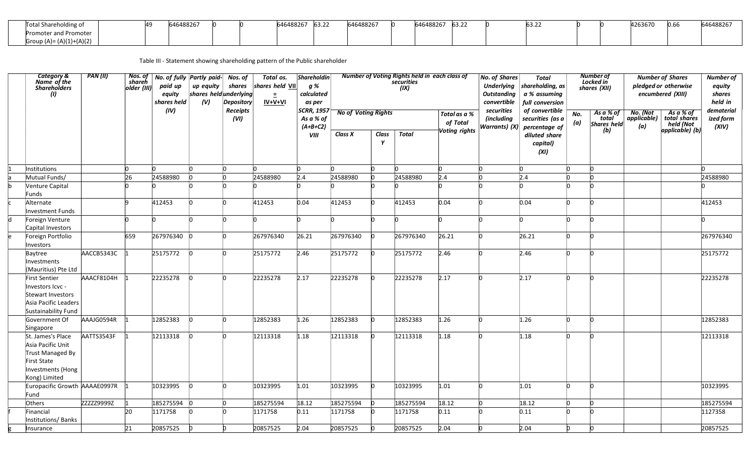| Total Shareholding of Promoter and Promoter Group (A)= (A)(1)+(A)(2) | | 49 | 646488267 | 0 | 0 | 646488267 | 63.22 | 646488267 | 0 | 646488267 | 63.22 | 0 | 63.22 | 0 | 0 | 4263670 | 0.66 | 646488267 |
|---|---|---|---|---|---|---|---|---|---|---|---|---|---|---|---|---|---|---|

Table III - Statement showing shareholding pattern of the Public shareholder

| | Category & Name of the Shareholders (I) | PAN (II) | Nos. of shareholder (III) | No. of fully paid up equity shares held (IV) | Partly paid-up equity shares held (V) | Nos. of shares underlying Depository Receipts (VI) | Total os. shares held VII = IV+V+VI | Shareholding % calculated as per SCRR, 1957 As a % of (A+B+C2) VIII | Number of Voting Rights held in each class of securities (IX) | | | | No. of Shares Underlying Outstanding convertible securities (including Warrants) (X) | Total shareholding, as a % assuming full conversion of convertible securities (as a percentage of diluted share capital) (XI) | Number of Locked in shares (XII) | | Number of Shares pledged or otherwise encumbered (XIII) | | Number of equity shares held in dematerialized form (XIV) |
|---|---|---|---|---|---|---|---|---|---|---|---|---|---|---|---|---|---|---|---|
| | | | | | | | | | No of Voting Rights | | | Total as a % of Total Voting rights | | | No. (a) | As a % of total Shares held (b) | No. (Not applicable) (a) | As a % of total shares held (Not applicable) (b) | |
| | | | | | | | | | Class X | Class Y | Total | | | | | | | | |
| 1 | Institutions | | 0 | 0 | 0 | 0 | 0 | 0 | 0 | 0 | 0 | 0 | 0 | 0 | 0 | 0 | | | 0 |
| a | Mutual Funds/ | | 26 | 24588980 | 0 | 0 | 24588980 | 2.4 | 24588980 | 0 | 24588980 | 2.4 | 0 | 2.4 | 0 | 0 | | | 24588980 |
| b | Venture Capital Funds | | 0 | 0 | 0 | 0 | 0 | 0 | 0 | 0 | 0 | 0 | 0 | 0 | 0 | 0 | | | 0 |
| c | Alternate Investment Funds | | 9 | 412453 | 0 | 0 | 412453 | 0.04 | 412453 | 0 | 412453 | 0.04 | 0 | 0.04 | 0 | 0 | | | 412453 |
| d | Foreign Venture Capital Investors | | 0 | 0 | 0 | 0 | 0 | 0 | 0 | 0 | 0 | 0 | 0 | 0 | 0 | 0 | | | 0 |
| e | Foreign Portfolio Investors | | 659 | 267976340 | 0 | 0 | 267976340 | 26.21 | 267976340 | 0 | 267976340 | 26.21 | 0 | 26.21 | 0 | 0 | | | 267976340 |
| | Baytree Investments (Mauritius) Pte Ltd | AACCB5343C | 1 | 25175772 | 0 | 0 | 25175772 | 2.46 | 25175772 | 0 | 25175772 | 2.46 | 0 | 2.46 | 0 | 0 | | | 25175772 |
| | First Sentier Investors Icvc - Stewart Investors Asia Pacific Leaders Sustainability Fund | AAACF8104H | 1 | 22235278 | 0 | 0 | 22235278 | 2.17 | 22235278 | 0 | 22235278 | 2.17 | 0 | 2.17 | 0 | 0 | | | 22235278 |
| | Government Of Singapore | AAAJG0594R | 1 | 12852383 | 0 | 0 | 12852383 | 1.26 | 12852383 | 0 | 12852383 | 1.26 | 0 | 1.26 | 0 | 0 | | | 12852383 |
| | St. James's Place Asia Pacific Unit Trust Managed By First State Investments (Hong Kong) Limited | AATTS3543F | 1 | 12113318 | 0 | 0 | 12113318 | 1.18 | 12113318 | 0 | 12113318 | 1.18 | 0 | 1.18 | 0 | 0 | | | 12113318 |
| | Europacific Growth Fund | AAAAE0997R | 1 | 10323995 | 0 | 0 | 10323995 | 1.01 | 10323995 | 0 | 10323995 | 1.01 | 0 | 1.01 | 0 | 0 | | | 10323995 |
| | Others | ZZZZZ9999Z | 1 | 185275594 | 0 | 0 | 185275594 | 18.12 | 185275594 | 0 | 185275594 | 18.12 | 0 | 18.12 | 0 | 0 | | | 185275594 |
| f | Financial Institutions/ Banks | | 20 | 1171758 | 0 | 0 | 1171758 | 0.11 | 1171758 | 0 | 1171758 | 0.11 | 0 | 0.11 | 0 | 0 | | | 1127358 |
| g | Insurance | | 21 | 20857525 | 0 | 0 | 20857525 | 2.04 | 20857525 | 0 | 20857525 | 2.04 | 0 | 2.04 | 0 | 0 | | | 20857525 |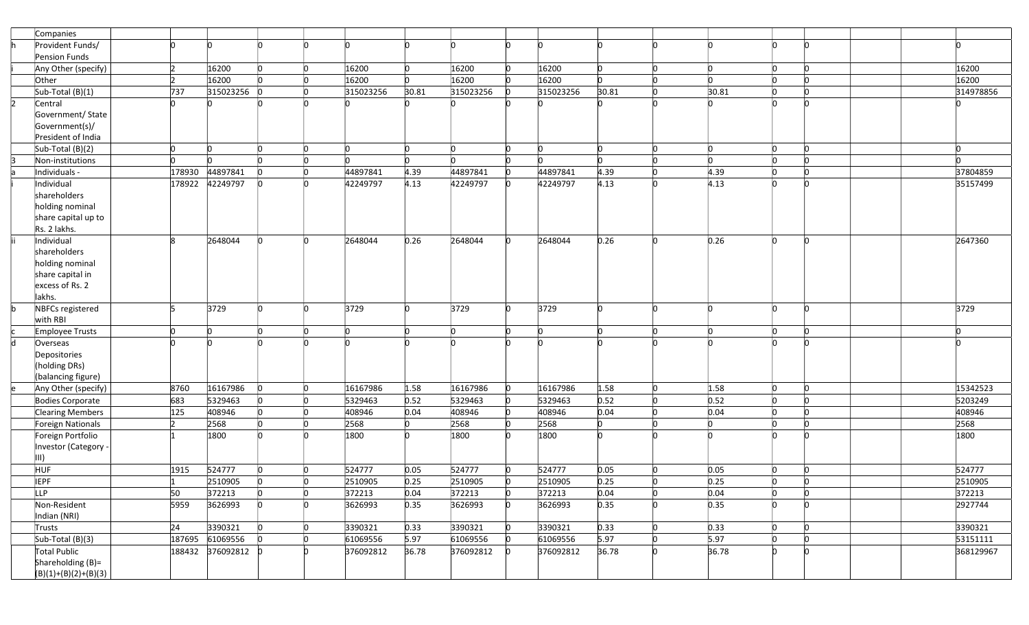| | Companies | | | | | | | | | | | | | | | | | | |
|---|---|---|---|---|---|---|---|---|---|---|---|---|---|---|---|---|---|---|---|
| h | Provident Funds/ Pension Funds | | 0 | 0 | 0 | 0 | 0 | 0 | 0 | 0 | 0 | 0 | 0 | 0 | 0 | 0 | | | 0 |
| i | Any Other (specify) | | 2 | 16200 | 0 | 0 | 16200 | 0 | 16200 | 0 | 16200 | 0 | 0 | 0 | 0 | 0 | | | 16200 |
| | Other | | 2 | 16200 | 0 | 0 | 16200 | 0 | 16200 | 0 | 16200 | 0 | 0 | 0 | 0 | 0 | | | 16200 |
| | Sub-Total (B)(1) | | 737 | 315023256 | 0 | 0 | 315023256 | 30.81 | 315023256 | 0 | 315023256 | 30.81 | 0 | 30.81 | 0 | 0 | | | 314978856 |
| 2 | Central Government/ State Government(s)/ President of India | | 0 | 0 | 0 | 0 | 0 | 0 | 0 | 0 | 0 | 0 | 0 | 0 | 0 | 0 | | | 0 |
| | Sub-Total (B)(2) | | 0 | 0 | 0 | 0 | 0 | 0 | 0 | 0 | 0 | 0 | 0 | 0 | 0 | 0 | | | 0 |
| 3 | Non-institutions | | 0 | 0 | 0 | 0 | 0 | 0 | 0 | 0 | 0 | 0 | 0 | 0 | 0 | 0 | | | 0 |
| a | Individuals - | | 178930 | 44897841 | 0 | 0 | 44897841 | 4.39 | 44897841 | 0 | 44897841 | 4.39 | 0 | 4.39 | 0 | 0 | | | 37804859 |
| i | Individual shareholders holding nominal share capital up to Rs. 2 lakhs. | | 178922 | 42249797 | 0 | 0 | 42249797 | 4.13 | 42249797 | 0 | 42249797 | 4.13 | 0 | 4.13 | 0 | 0 | | | 35157499 |
| ii | Individual shareholders holding nominal share capital in excess of Rs. 2 lakhs. | | 8 | 2648044 | 0 | 0 | 2648044 | 0.26 | 2648044 | 0 | 2648044 | 0.26 | 0 | 0.26 | 0 | 0 | | | 2647360 |
| b | NBFCs registered with RBI | | 5 | 3729 | 0 | 0 | 3729 | 0 | 3729 | 0 | 3729 | 0 | 0 | 0 | 0 | 0 | | | 3729 |
| c | Employee Trusts | | 0 | 0 | 0 | 0 | 0 | 0 | 0 | 0 | 0 | 0 | 0 | 0 | 0 | 0 | | | 0 |
| d | Overseas Depositories (holding DRs) (balancing figure) | | 0 | 0 | 0 | 0 | 0 | 0 | 0 | 0 | 0 | 0 | 0 | 0 | 0 | 0 | | | 0 |
| e | Any Other (specify) | | 8760 | 16167986 | 0 | 0 | 16167986 | 1.58 | 16167986 | 0 | 16167986 | 1.58 | 0 | 1.58 | 0 | 0 | | | 15342523 |
| | Bodies Corporate | | 683 | 5329463 | 0 | 0 | 5329463 | 0.52 | 5329463 | 0 | 5329463 | 0.52 | 0 | 0.52 | 0 | 0 | | | 5203249 |
| | Clearing Members | | 125 | 408946 | 0 | 0 | 408946 | 0.04 | 408946 | 0 | 408946 | 0.04 | 0 | 0.04 | 0 | 0 | | | 408946 |
| | Foreign Nationals | | 2 | 2568 | 0 | 0 | 2568 | 0 | 2568 | 0 | 2568 | 0 | 0 | 0 | 0 | 0 | | | 2568 |
| | Foreign Portfolio Investor (Category - III) | | 1 | 1800 | 0 | 0 | 1800 | 0 | 1800 | 0 | 1800 | 0 | 0 | 0 | 0 | 0 | | | 1800 |
| | HUF | | 1915 | 524777 | 0 | 0 | 524777 | 0.05 | 524777 | 0 | 524777 | 0.05 | 0 | 0.05 | 0 | 0 | | | 524777 |
| | IEPF | | 1 | 2510905 | 0 | 0 | 2510905 | 0.25 | 2510905 | 0 | 2510905 | 0.25 | 0 | 0.25 | 0 | 0 | | | 2510905 |
| | LLP | | 50 | 372213 | 0 | 0 | 372213 | 0.04 | 372213 | 0 | 372213 | 0.04 | 0 | 0.04 | 0 | 0 | | | 372213 |
| | Non-Resident Indian (NRI) | | 5959 | 3626993 | 0 | 0 | 3626993 | 0.35 | 3626993 | 0 | 3626993 | 0.35 | 0 | 0.35 | 0 | 0 | | | 2927744 |
| | Trusts | | 24 | 3390321 | 0 | 0 | 3390321 | 0.33 | 3390321 | 0 | 3390321 | 0.33 | 0 | 0.33 | 0 | 0 | | | 3390321 |
| | Sub-Total (B)(3) | | 187695 | 61069556 | 0 | 0 | 61069556 | 5.97 | 61069556 | 0 | 61069556 | 5.97 | 0 | 5.97 | 0 | 0 | | | 53151111 |
| | Total Public Shareholding (B)= (B)(1)+(B)(2)+(B)(3) | | 188432 | 376092812 | 0 | 0 | 376092812 | 36.78 | 376092812 | 0 | 376092812 | 36.78 | 0 | 36.78 | 0 | 0 | | | 368129967 |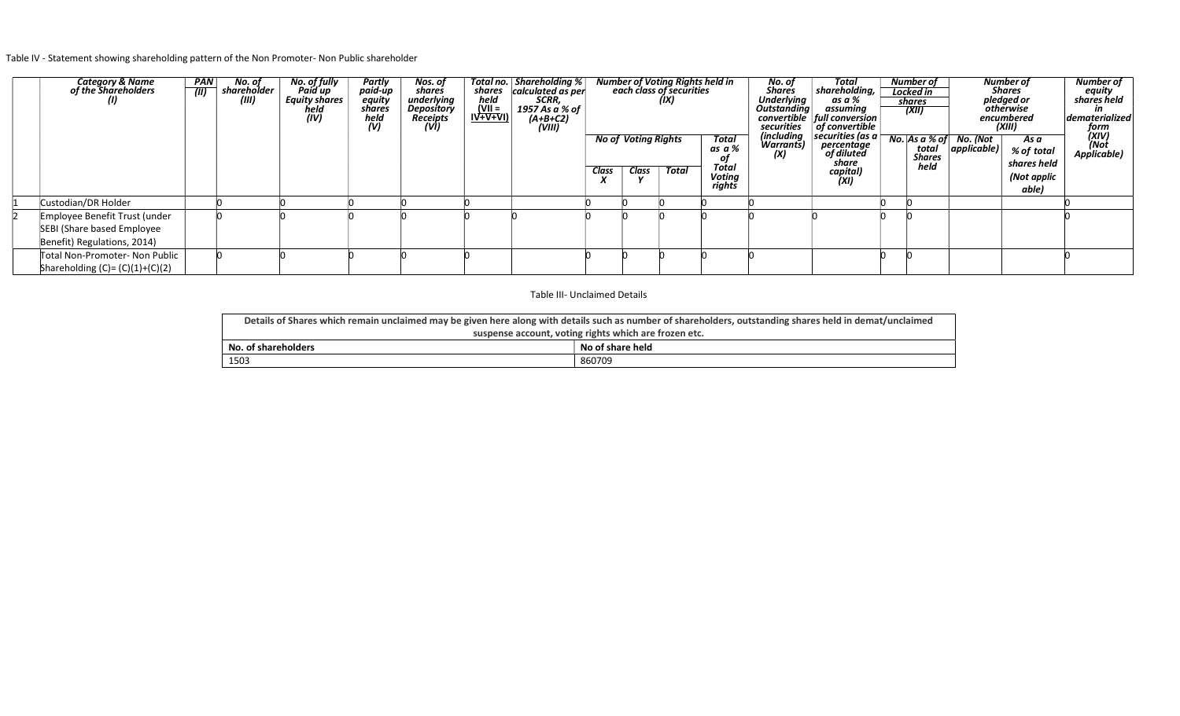Table IV - Statement showing shareholding pattern of the Non Promoter- Non Public shareholder

| | Category & Name of the Shareholders (I) | PAN (II) | No. of shareholder (III) | No. of fully Paid up Equity shares held (IV) | Partly paid-up equity shares held (V) | Nos. of shares underlying Depository Receipts (VI) | Total no. shares held (VII = IV+V+VI) | Shareholding % calculated as per SCRR, 1957 As a % of (A+B+C2) (VIII) | Number of Voting Rights held in each class of securities (IX) | | | | No. of Shares Underlying Outstanding convertible securities (including Warrants) (X) | Total shareholding, as a % assuming full conversion of convertible securities (as a percentage of diluted share capital) (XI) | Number of Locked in shares (XII) | | Number of Shares pledged or otherwise encumbered (XIII) | | Number of equity shares held in dematerialized form (XIV) (Not Applicable) |
|---|---|---|---|---|---|---|---|---|---|---|---|---|---|---|---|---|---|---|---|
| | | | | | | | | | No of Voting Rights | | | Total as a % of Total Voting rights | | | No. | As a % of total Shares held | No. (Not applicable) | As a % of total shares held (Not applic able) | |
| | | | | | | | | | Class X | Class Y | Total | | | | | | | | |
| 1 | Custodian/DR Holder | | 0 | 0 | 0 | 0 | 0 | | 0 | 0 | 0 | 0 | 0 | | 0 | 0 | | | 0 |
| 2 | Employee Benefit Trust (under SEBI (Share based Employee Benefit) Regulations, 2014) | | 0 | 0 | 0 | 0 | 0 | 0 | 0 | 0 | 0 | 0 | 0 | 0 | 0 | 0 | | | 0 |
| | Total Non-Promoter- Non Public Shareholding (C)= (C)(1)+(C)(2) | | 0 | 0 | 0 | 0 | 0 | | 0 | 0 | 0 | 0 | 0 | | 0 | 0 | | | 0 |

Table III- Unclaimed Details

| Details of Shares which remain unclaimed may be given here along with details such as number of shareholders, outstanding shares held in demat/unclaimed suspense account, voting rights which are frozen etc. | |
|---|---|
| **No. of shareholders** | **No of share held** |
| 1503 | 860709 |